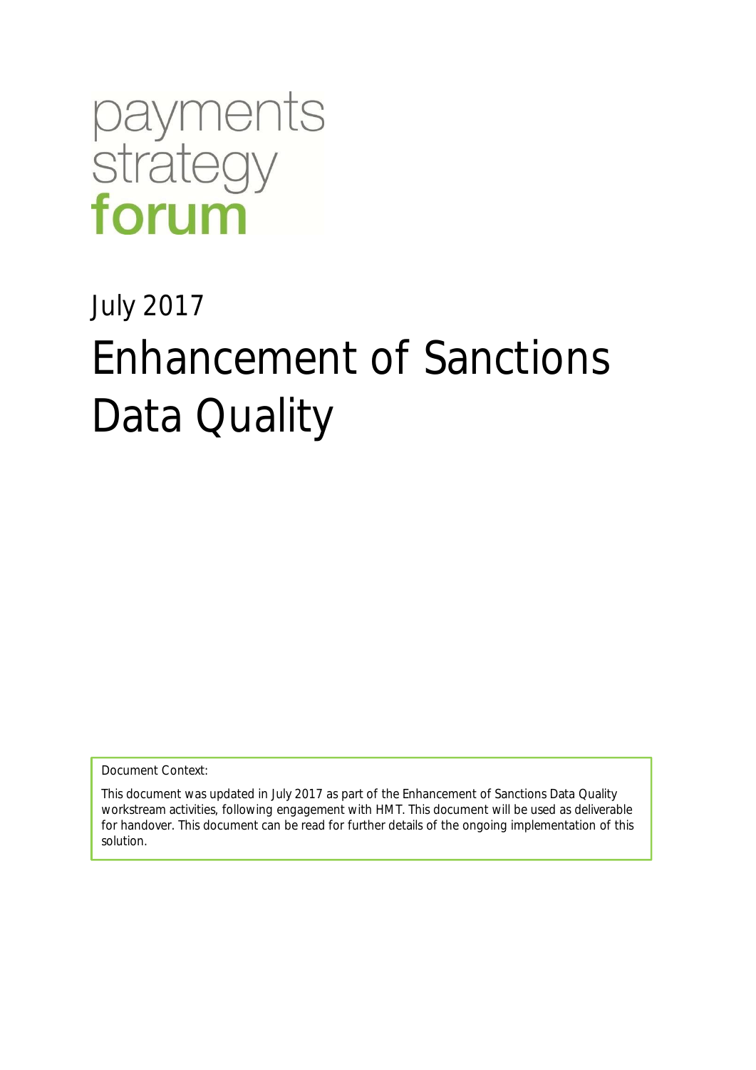payments strategy **forum**

July 2017

# Enhancement of Sanctions Data Quality

Document Context:

This document was updated in July 2017 as part of the Enhancement of Sanctions Data Quality workstream activities, following engagement with HMT. This document will be used as deliverable for handover. This document can be read for further details of the ongoing implementation of this solution.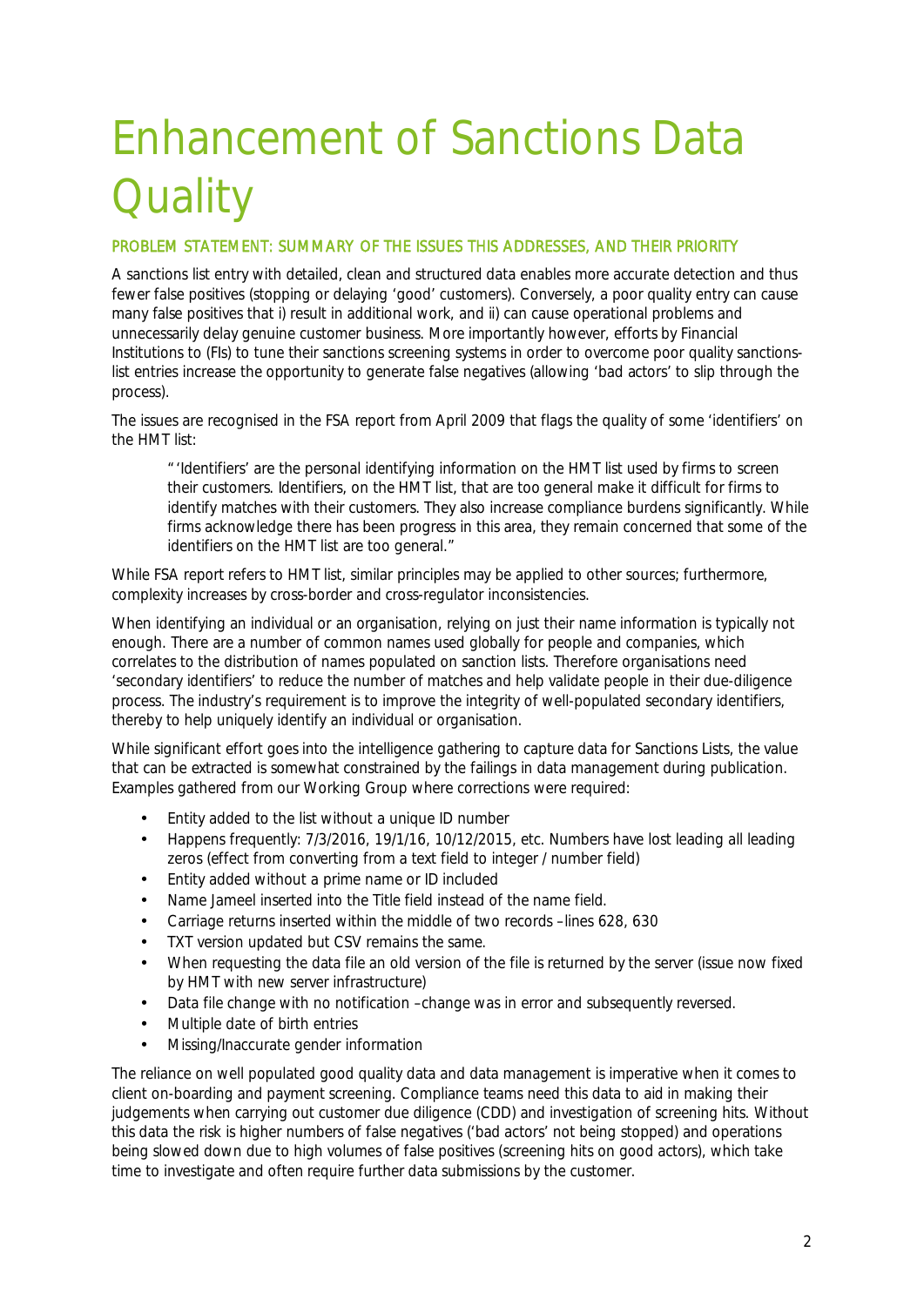# Enhancement of Sanctions Data Quality

### PROBLEM STATEMENT: SUMMARY OF THE ISSUES THIS ADDRESSES, AND THEIR PRIORITY

A sanctions list entry with detailed, clean and structured data enables more accurate detection and thus fewer false positives (stopping or delaying 'good' customers). Conversely, a poor quality entry can cause many false positives that i) result in additional work, and ii) can cause operational problems and unnecessarily delay genuine customer business. More importantly however, efforts by Financial Institutions to (FIs) to tune their sanctions screening systems in order to overcome poor quality sanctions-list entries increase the opportunity to generate false negatives (allowing 'bad actors' to slip through the process).

The issues are recognised in the FSA report from April 2009 that flags the quality of some 'identifiers' on the HMT list:

> "'Identifiers' are the personal identifying information on the HMT list used by firms to screen their customers. Identifiers, on the HMT list, that are too general make it difficult for firms to identify matches with their customers. They also increase compliance burdens significantly. While firms acknowledge there has been progress in this area, they remain concerned that some of the identifiers on the HMT list are too general."

While FSA report refers to HMT list, similar principles may be applied to other sources; furthermore, complexity increases by cross-border and cross-regulator inconsistencies.

When identifying an individual or an organisation, relying on just their name information is typically not enough. There are a number of common names used globally for people and companies, which correlates to the distribution of names populated on sanction lists. Therefore organisations need 'secondary identifiers' to reduce the number of matches and help validate people in their due-diligence process. The industry's requirement is to improve the integrity of well-populated secondary identifiers, thereby to help uniquely identify an individual or organisation.

While significant effort goes into the intelligence gathering to capture data for Sanctions Lists, the value that can be extracted is somewhat constrained by the failings in data management during publication. Examples gathered from our Working Group where corrections were required:

- Entity added to the list without a unique ID number
- Happens frequently: 7/3/2016, 19/1/16, 10/12/2015, etc. Numbers have lost leading all leading zeros (effect from converting from a text field to integer / number field)
- Entity added without a prime name or ID included
- Name Jameel inserted into the Title field instead of the name field.
- Carriage returns inserted within the middle of two records –lines 628, 630
- TXT version updated but CSV remains the same.
- When requesting the data file an old version of the file is returned by the server (issue now fixed by HMT with new server infrastructure)
- Data file change with no notification –change was in error and subsequently reversed.
- Multiple date of birth entries
- Missing/Inaccurate gender information

The reliance on well populated good quality data and data management is imperative when it comes to client on-boarding and payment screening. Compliance teams need this data to aid in making their judgements when carrying out customer due diligence (CDD) and investigation of screening hits. Without this data the risk is higher numbers of false negatives ('bad actors' not being stopped) and operations being slowed down due to high volumes of false positives (screening hits on good actors), which take time to investigate and often require further data submissions by the customer.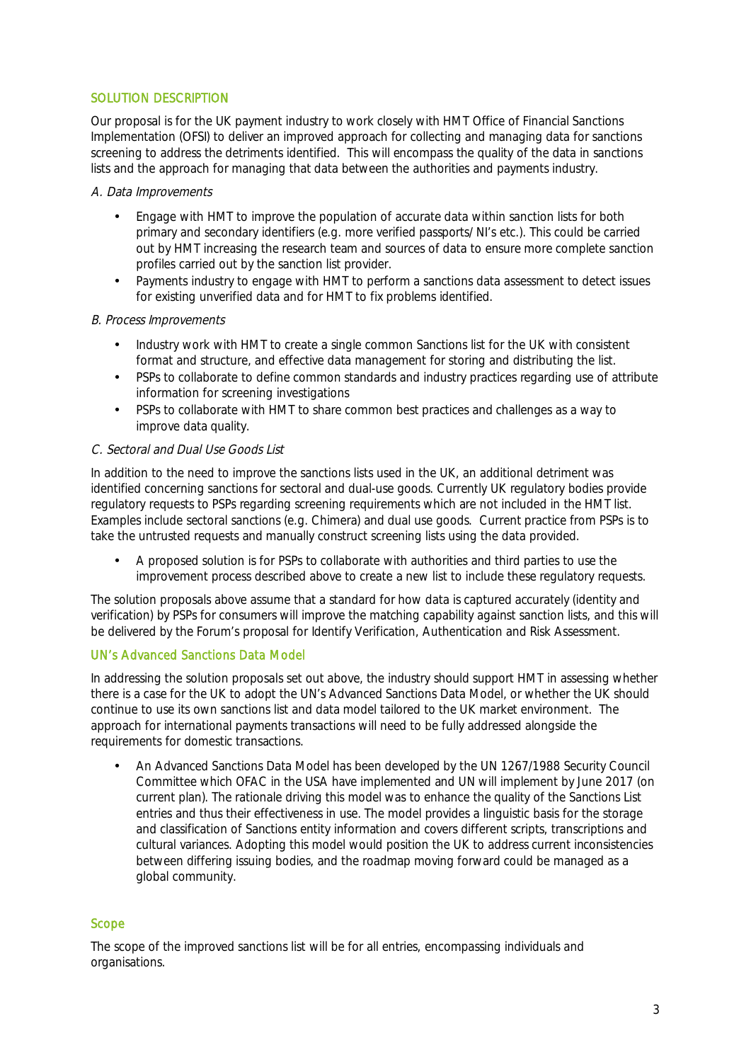## SOLUTION DESCRIPTION

Our proposal is for the UK payment industry to work closely with HMT Office of Financial Sanctions Implementation (OFSI) to deliver an improved approach for collecting and managing data for sanctions screening to address the detriments identified. This will encompass the quality of the data in sanctions lists and the approach for managing that data between the authorities and payments industry.

*A. Data Improvements*

- Engage with HMT to improve the population of accurate data within sanction lists for both primary and secondary identifiers (e.g. more verified passports/ NI's etc.). This could be carried out by HMT increasing the research team and sources of data to ensure more complete sanction profiles carried out by the sanction list provider.
- Payments industry to engage with HMT to perform a sanctions data assessment to detect issues for existing unverified data and for HMT to fix problems identified.

*B. Process Improvements*

- Industry work with HMT to create a single common Sanctions list for the UK with consistent format and structure, and effective data management for storing and distributing the list.
- PSPs to collaborate to define common standards and industry practices regarding use of attribute information for screening investigations
- PSPs to collaborate with HMT to share common best practices and challenges as a way to improve data quality.

*C. Sectoral and Dual Use Goods List*

In addition to the need to improve the sanctions lists used in the UK, an additional detriment was identified concerning sanctions for sectoral and dual-use goods. Currently UK regulatory bodies provide regulatory requests to PSPs regarding screening requirements which are not included in the HMT list. Examples include sectoral sanctions (e.g. Chimera) and dual use goods. Current practice from PSPs is to take the untrusted requests and manually construct screening lists using the data provided.

- A proposed solution is for PSPs to collaborate with authorities and third parties to use the improvement process described above to create a new list to include these regulatory requests.

The solution proposals above assume that a standard for how data is captured accurately (identity and verification) by PSPs for consumers will improve the matching capability against sanction lists, and this will be delivered by the Forum's proposal for Identify Verification, Authentication and Risk Assessment.

### UN's Advanced Sanctions Data Model

In addressing the solution proposals set out above, the industry should support HMT in assessing whether there is a case for the UK to adopt the UN's Advanced Sanctions Data Model, or whether the UK should continue to use its own sanctions list and data model tailored to the UK market environment. The approach for international payments transactions will need to be fully addressed alongside the requirements for domestic transactions.

- An Advanced Sanctions Data Model has been developed by the UN 1267/1988 Security Council Committee which OFAC in the USA have implemented and UN will implement by June 2017 (on current plan). The rationale driving this model was to enhance the quality of the Sanctions List entries and thus their effectiveness in use. The model provides a linguistic basis for the storage and classification of Sanctions entity information and covers different scripts, transcriptions and cultural variances. Adopting this model would position the UK to address current inconsistencies between differing issuing bodies, and the roadmap moving forward could be managed as a global community.

### Scope

The scope of the improved sanctions list will be for all entries, encompassing individuals and organisations.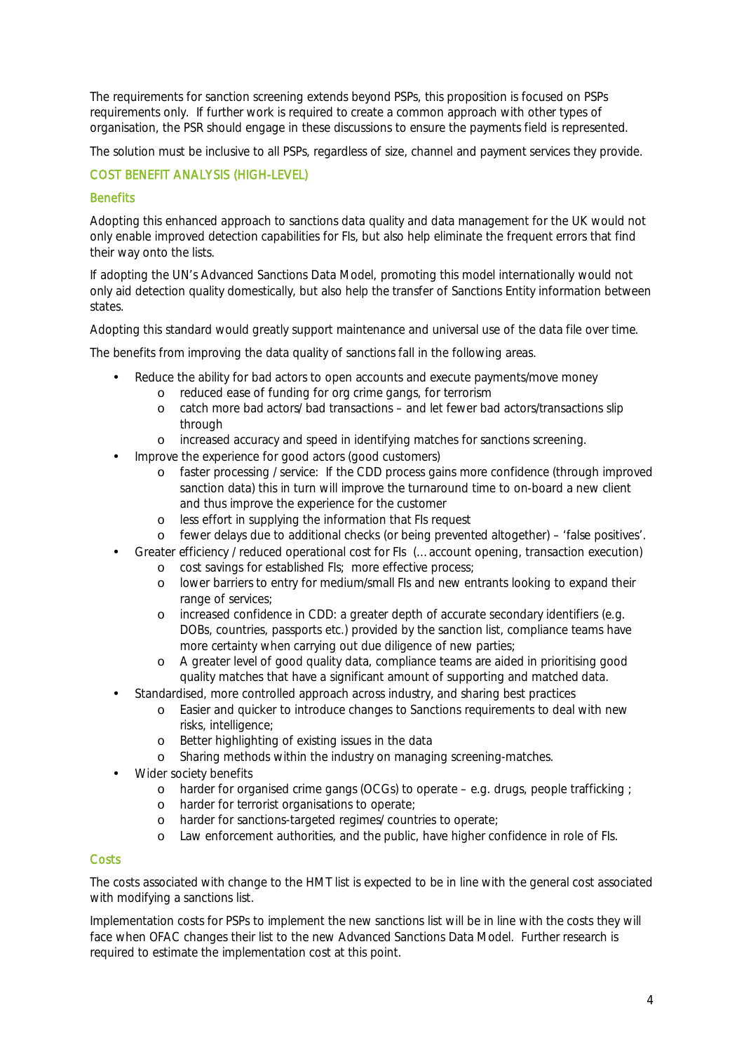The requirements for sanction screening extends beyond PSPs, this proposition is focused on PSPs requirements only. If further work is required to create a common approach with other types of organisation, the PSR should engage in these discussions to ensure the payments field is represented.

The solution must be inclusive to all PSPs, regardless of size, channel and payment services they provide.

## COST BENEFIT ANALYSIS (HIGH-LEVEL)

### Benefits

Adopting this enhanced approach to sanctions data quality and data management for the UK would not only enable improved detection capabilities for FIs, but also help eliminate the frequent errors that find their way onto the lists.

If adopting the UN's Advanced Sanctions Data Model, promoting this model internationally would not only aid detection quality domestically, but also help the transfer of Sanctions Entity information between states.

Adopting this standard would greatly support maintenance and universal use of the data file over time.

The benefits from improving the data quality of sanctions fall in the following areas.

- Reduce the ability for bad actors to open accounts and execute payments/move money
  - reduced ease of funding for org crime gangs, for terrorism
  - catch more bad actors/ bad transactions – and let fewer bad actors/transactions slip through
  - increased accuracy and speed in identifying matches for sanctions screening.
- Improve the experience for good actors (good customers)
  - faster processing / service: If the CDD process gains more confidence (through improved sanction data) this in turn will improve the turnaround time to on-board a new client and thus improve the experience for the customer
  - less effort in supplying the information that FIs request
  - fewer delays due to additional checks (or being prevented altogether) – 'false positives'.
- Greater efficiency / reduced operational cost for FIs (… account opening, transaction execution)
  - cost savings for established FIs; more effective process;
  - lower barriers to entry for medium/small FIs and new entrants looking to expand their range of services;
  - increased confidence in CDD: a greater depth of accurate secondary identifiers (e.g. DOBs, countries, passports etc.) provided by the sanction list, compliance teams have more certainty when carrying out due diligence of new parties;
  - A greater level of good quality data, compliance teams are aided in prioritising good quality matches that have a significant amount of supporting and matched data.
- Standardised, more controlled approach across industry, and sharing best practices
  - Easier and quicker to introduce changes to Sanctions requirements to deal with new risks, intelligence;
  - Better highlighting of existing issues in the data
  - Sharing methods within the industry on managing screening-matches.
- Wider society benefits
  - harder for organised crime gangs (OCGs) to operate – e.g. drugs, people trafficking ;
  - harder for terrorist organisations to operate;
  - harder for sanctions-targeted regimes/ countries to operate;
  - Law enforcement authorities, and the public, have higher confidence in role of FIs.

### Costs

The costs associated with change to the HMT list is expected to be in line with the general cost associated with modifying a sanctions list.

Implementation costs for PSPs to implement the new sanctions list will be in line with the costs they will face when OFAC changes their list to the new Advanced Sanctions Data Model. Further research is required to estimate the implementation cost at this point.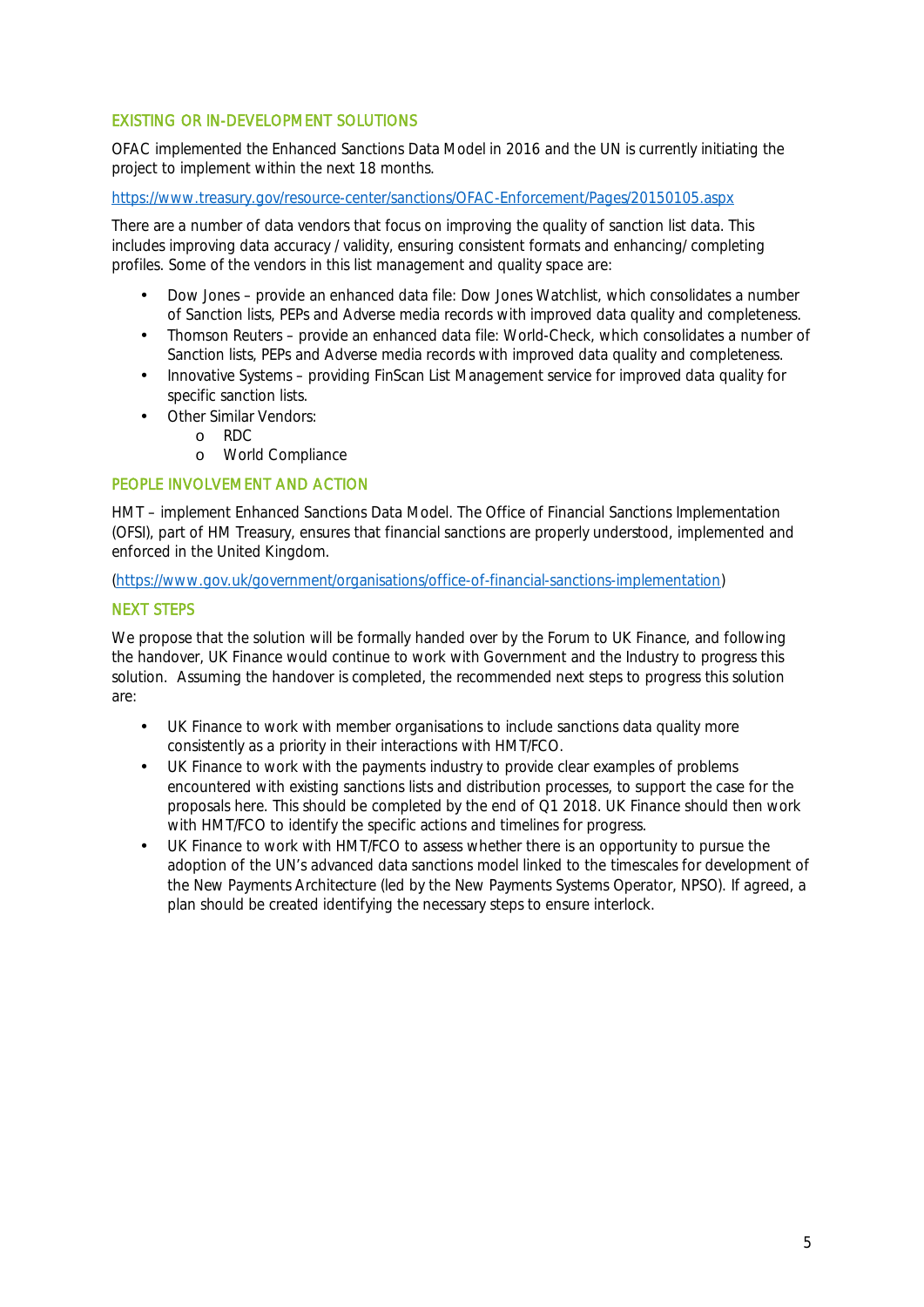## EXISTING OR IN-DEVELOPMENT SOLUTIONS

OFAC implemented the Enhanced Sanctions Data Model in 2016 and the UN is currently initiating the project to implement within the next 18 months.

https://www.treasury.gov/resource-center/sanctions/OFAC-Enforcement/Pages/20150105.aspx

There are a number of data vendors that focus on improving the quality of sanction list data. This includes improving data accuracy / validity, ensuring consistent formats and enhancing/ completing profiles. Some of the vendors in this list management and quality space are:

- Dow Jones – provide an enhanced data file: Dow Jones Watchlist, which consolidates a number of Sanction lists, PEPs and Adverse media records with improved data quality and completeness.
- Thomson Reuters – provide an enhanced data file: World-Check, which consolidates a number of Sanction lists, PEPs and Adverse media records with improved data quality and completeness.
- Innovative Systems – providing FinScan List Management service for improved data quality for specific sanction lists.
- Other Similar Vendors:
  - RDC
  - World Compliance

## PEOPLE INVOLVEMENT AND ACTION

HMT – implement Enhanced Sanctions Data Model. The Office of Financial Sanctions Implementation (OFSI), part of HM Treasury, ensures that financial sanctions are properly understood, implemented and enforced in the United Kingdom.

(https://www.gov.uk/government/organisations/office-of-financial-sanctions-implementation)

## NEXT STEPS

We propose that the solution will be formally handed over by the Forum to UK Finance, and following the handover, UK Finance would continue to work with Government and the Industry to progress this solution. Assuming the handover is completed, the recommended next steps to progress this solution are:

- UK Finance to work with member organisations to include sanctions data quality more consistently as a priority in their interactions with HMT/FCO.
- UK Finance to work with the payments industry to provide clear examples of problems encountered with existing sanctions lists and distribution processes, to support the case for the proposals here. This should be completed by the end of Q1 2018. UK Finance should then work with HMT/FCO to identify the specific actions and timelines for progress.
- UK Finance to work with HMT/FCO to assess whether there is an opportunity to pursue the adoption of the UN's advanced data sanctions model linked to the timescales for development of the New Payments Architecture (led by the New Payments Systems Operator, NPSO). If agreed, a plan should be created identifying the necessary steps to ensure interlock.